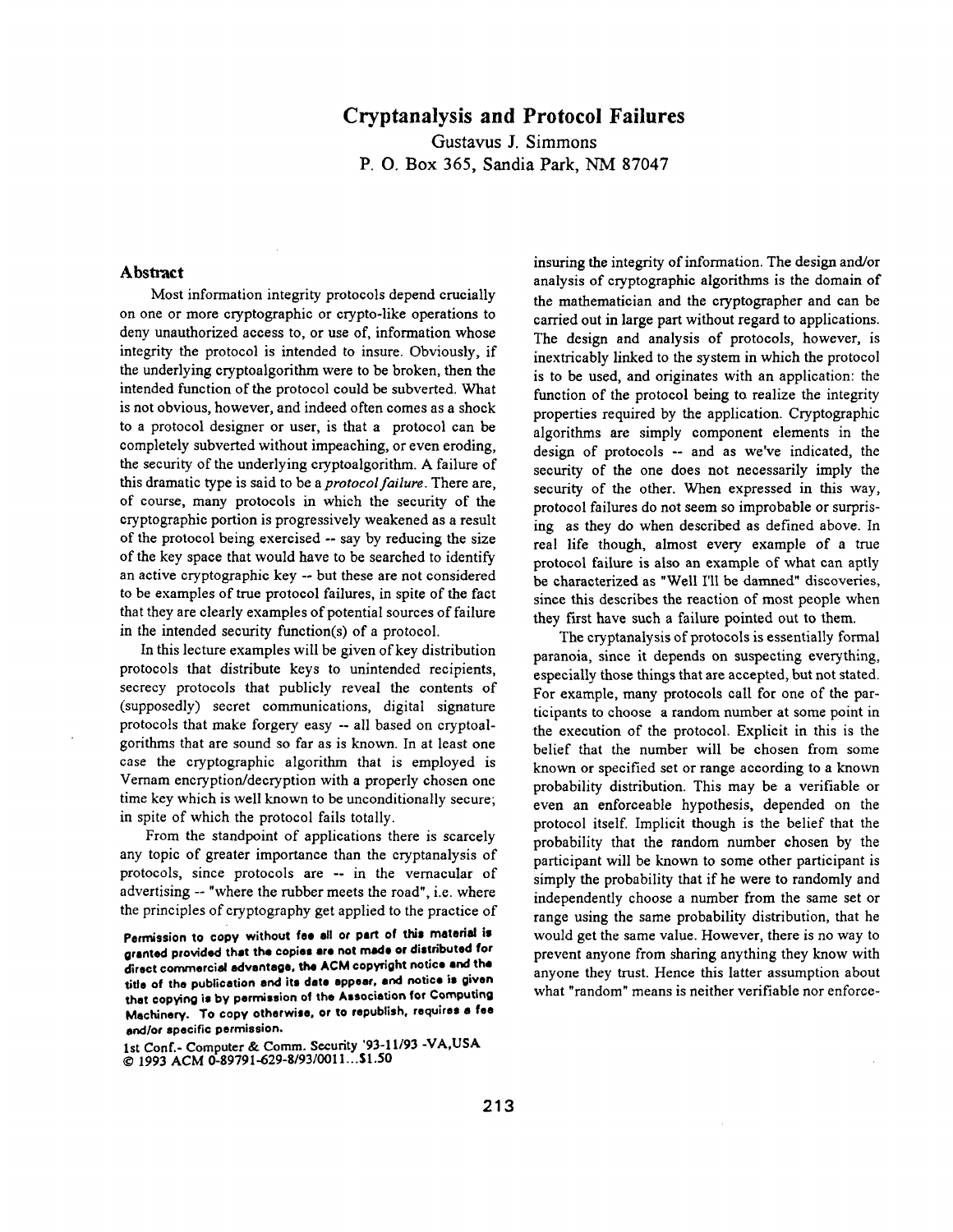# Cryptanalysis and Protocol Failures

Gustavus J. Simmons
P. O. Box 365, Sandia Park, NM 87047

## Abstract

Most information integrity protocols depend crucially on one or more cryptographic or crypto-like operations to deny unauthorized access to, or use of, information whose integrity the protocol is intended to insure. Obviously, if the underlying cryptoalgorithm were to be broken, then the intended function of the protocol could be subverted. What is not obvious, however, and indeed often comes as a shock to a protocol designer or user, is that a protocol can be completely subverted without impeaching, or even eroding, the security of the underlying cryptoalgorithm. A failure of this dramatic type is said to be a *protocol failure*. There are, of course, many protocols in which the security of the cryptographic portion is progressively weakened as a result of the protocol being exercised -- say by reducing the size of the key space that would have to be searched to identify an active cryptographic key -- but these are not considered to be examples of true protocol failures, in spite of the fact that they are clearly examples of potential sources of failure in the intended security function(s) of a protocol.

In this lecture examples will be given of key distribution protocols that distribute keys to unintended recipients, secrecy protocols that publicly reveal the contents of (supposedly) secret communications, digital signature protocols that make forgery easy -- all based on cryptoalgorithms that are sound so far as is known. In at least one case the cryptographic algorithm that is employed is Vernam encryption/decryption with a properly chosen one time key which is well known to be unconditionally secure; in spite of which the protocol fails totally.

From the standpoint of applications there is scarcely any topic of greater importance than the cryptanalysis of protocols, since protocols are -- in the vernacular of advertising -- "where the rubber meets the road", i.e. where the principles of cryptography get applied to the practice of insuring the integrity of information. The design and/or analysis of cryptographic algorithms is the domain of the mathematician and the cryptographer and can be carried out in large part without regard to applications. The design and analysis of protocols, however, is inextricably linked to the system in which the protocol is to be used, and originates with an application: the function of the protocol being to realize the integrity properties required by the application. Cryptographic algorithms are simply component elements in the design of protocols -- and as we've indicated, the security of the one does not necessarily imply the security of the other. When expressed in this way, protocol failures do not seem so improbable or surprising as they do when described as defined above. In real life though, almost every example of a true protocol failure is also an example of what can aptly be characterized as "Well I'll be damned" discoveries, since this describes the reaction of most people when they first have such a failure pointed out to them.

The cryptanalysis of protocols is essentially formal paranoia, since it depends on suspecting everything, especially those things that are accepted, but not stated. For example, many protocols call for one of the participants to choose a random number at some point in the execution of the protocol. Explicit in this is the belief that the number will be chosen from some known or specified set or range according to a known probability distribution. This may be a verifiable or even an enforceable hypothesis, depended on the protocol itself. Implicit though is the belief that the probability that the random number chosen by the participant will be known to some other participant is simply the probability that if he were to randomly and independently choose a number from the same set or range using the same probability distribution, that he would get the same value. However, there is no way to prevent anyone from sharing anything they know with anyone they trust. Hence this latter assumption about what "random" means is neither verifiable nor enforce-

Permission to copy without fee all or part of this material is granted provided that the copies are not made or distributed for direct commercial advantage, the ACM copyright notice and the title of the publication and its date appear, and notice is given that copying is by permission of the Association for Computing Machinery. To copy otherwise, or to republish, requires a fee and/or specific permission.

1st Conf.- Computer & Comm. Security '93-11/93 -VA,USA
© 1993 ACM 0-89791-629-8/93/0011...$1.50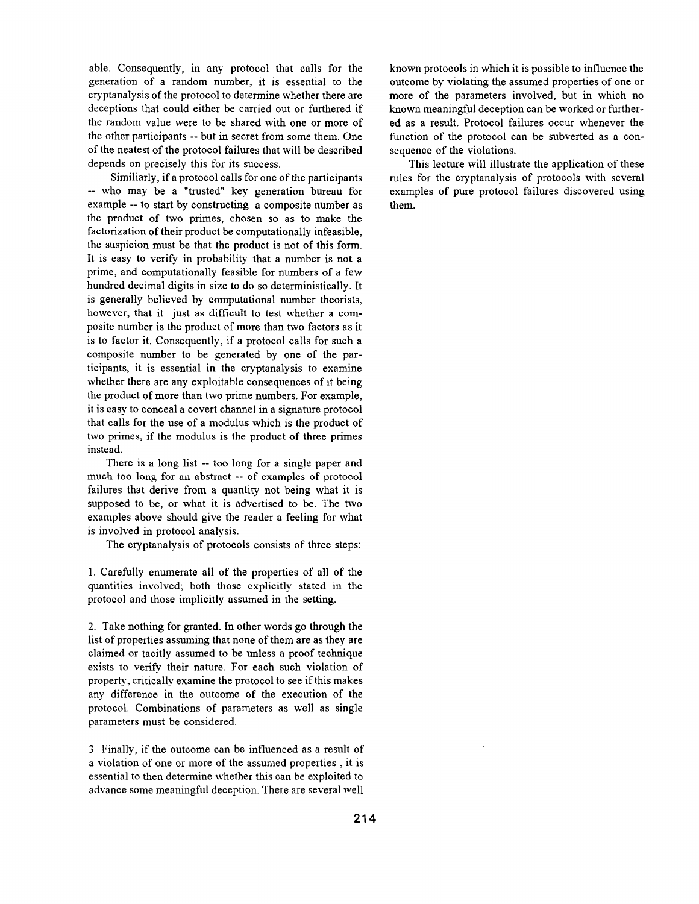able. Consequently, in any protocol that calls for the generation of a random number, it is essential to the cryptanalysis of the protocol to determine whether there are deceptions that could either be carried out or furthered if the random value were to be shared with one or more of the other participants -- but in secret from some them. One of the neatest of the protocol failures that will be described depends on precisely this for its success.

Similiarly, if a protocol calls for one of the participants -- who may be a "trusted" key generation bureau for example -- to start by constructing a composite number as the product of two primes, chosen so as to make the factorization of their product be computationally infeasible, the suspicion must be that the product is not of this form. It is easy to verify in probability that a number is not a prime, and computationally feasible for numbers of a few hundred decimal digits in size to do so deterministically. It is generally believed by computational number theorists, however, that it just as difficult to test whether a composite number is the product of more than two factors as it is to factor it. Consequently, if a protocol calls for such a composite number to be generated by one of the participants, it is essential in the cryptanalysis to examine whether there are any exploitable consequences of it being the product of more than two prime numbers. For example, it is easy to conceal a covert channel in a signature protocol that calls for the use of a modulus which is the product of two primes, if the modulus is the product of three primes instead.

There is a long list -- too long for a single paper and much too long for an abstract -- of examples of protocol failures that derive from a quantity not being what it is supposed to be, or what it is advertised to be. The two examples above should give the reader a feeling for what is involved in protocol analysis.

The cryptanalysis of protocols consists of three steps:

1. Carefully enumerate all of the properties of all of the quantities involved; both those explicitly stated in the protocol and those implicitly assumed in the setting.

2. Take nothing for granted. In other words go through the list of properties assuming that none of them are as they are claimed or tacitly assumed to be unless a proof technique exists to verify their nature. For each such violation of property, critically examine the protocol to see if this makes any difference in the outcome of the execution of the protocol. Combinations of parameters as well as single parameters must be considered.

3 Finally, if the outcome can be influenced as a result of a violation of one or more of the assumed properties , it is essential to then determine whether this can be exploited to advance some meaningful deception. There are several well known protocols in which it is possible to influence the outcome by violating the assumed properties of one or more of the parameters involved, but in which no known meaningful deception can be worked or furthered as a result. Protocol failures occur whenever the function of the protocol can be subverted as a consequence of the violations.

This lecture will illustrate the application of these rules for the cryptanalysis of protocols with several examples of pure protocol failures discovered using them.